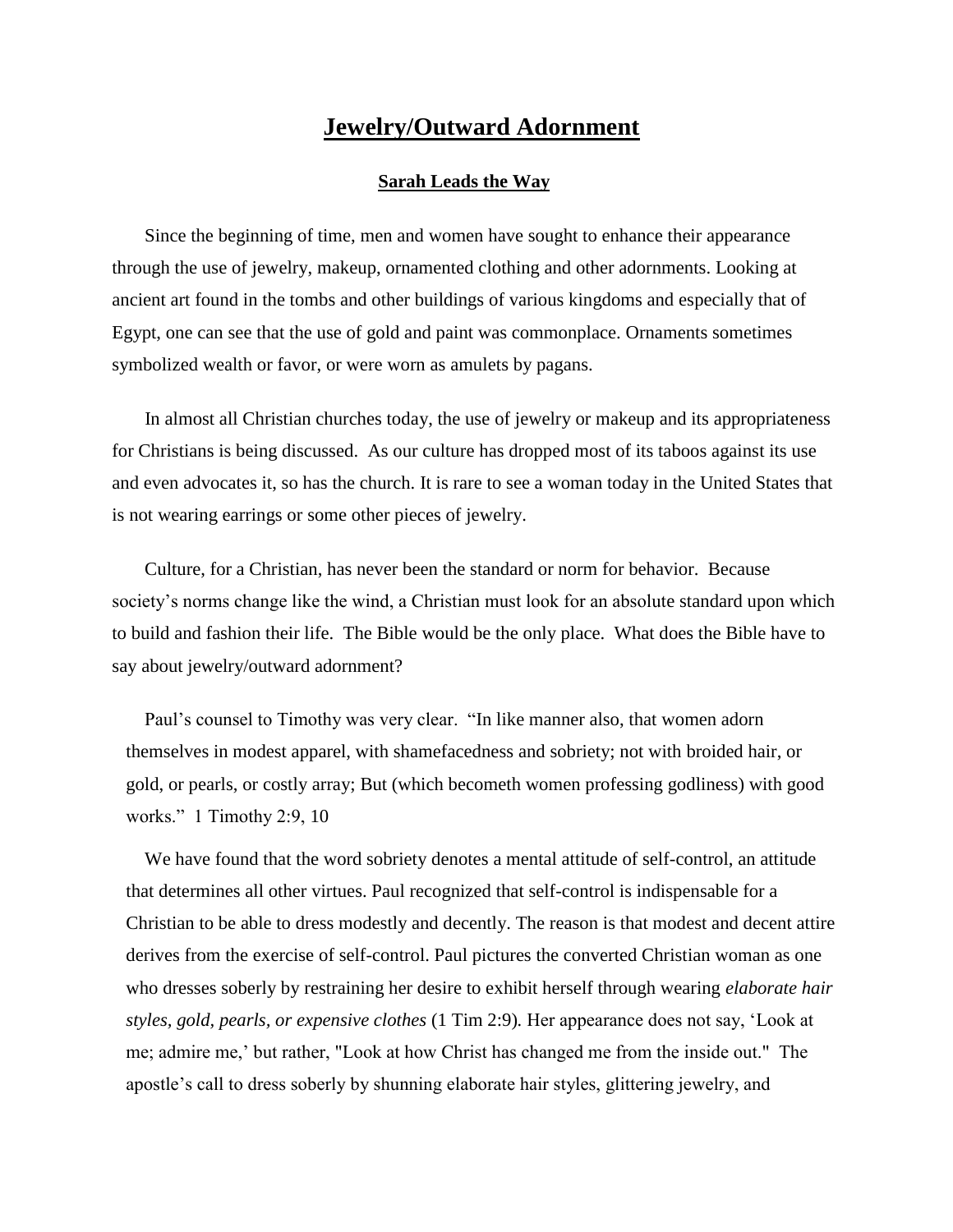# Jewelry/Outward Adornment

## Sarah Leads the Way

Since the beginning of time, men and women have sought to enhance their appearance through the use of jewelry, makeup, ornamented clothing and other adornments. Looking at ancient art found in the tombs and other buildings of various kingdoms and especially that of Egypt, one can see that the use of gold and paint was commonplace. Ornaments sometimes symbolized wealth or favor, or were worn as amulets by pagans.

In almost all Christian churches today, the use of jewelry or makeup and its appropriateness for Christians is being discussed. As our culture has dropped most of its taboos against its use and even advocates it, so has the church. It is rare to see a woman today in the United States that is not wearing earrings or some other pieces of jewelry.

Culture, for a Christian, has never been the standard or norm for behavior. Because society's norms change like the wind, a Christian must look for an absolute standard upon which to build and fashion their life. The Bible would be the only place. What does the Bible have to say about jewelry/outward adornment?

Paul's counsel to Timothy was very clear. "In like manner also, that women adorn themselves in modest apparel, with shamefacedness and sobriety; not with broided hair, or gold, or pearls, or costly array; But (which becometh women professing godliness) with good works." 1 Timothy 2:9, 10

We have found that the word sobriety denotes a mental attitude of self-control, an attitude that determines all other virtues. Paul recognized that self-control is indispensable for a Christian to be able to dress modestly and decently. The reason is that modest and decent attire derives from the exercise of self-control. Paul pictures the converted Christian woman as one who dresses soberly by restraining her desire to exhibit herself through wearing *elaborate hair styles, gold, pearls, or expensive clothes* (1 Tim 2:9). Her appearance does not say, 'Look at me; admire me,' but rather, "Look at how Christ has changed me from the inside out." The apostle's call to dress soberly by shunning elaborate hair styles, glittering jewelry, and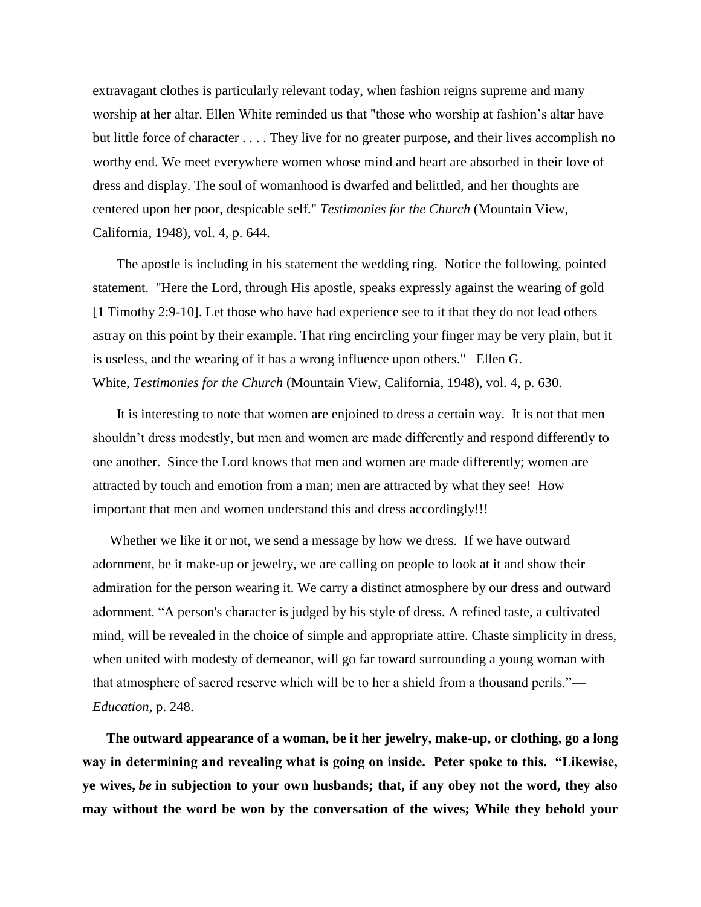extravagant clothes is particularly relevant today, when fashion reigns supreme and many worship at her altar. Ellen White reminded us that "those who worship at fashion's altar have but little force of character . . . . They live for no greater purpose, and their lives accomplish no worthy end. We meet everywhere women whose mind and heart are absorbed in their love of dress and display. The soul of womanhood is dwarfed and belittled, and her thoughts are centered upon her poor, despicable self." *Testimonies for the Church* (Mountain View, California, 1948), vol. 4, p. 644.

The apostle is including in his statement the wedding ring. Notice the following, pointed statement. "Here the Lord, through His apostle, speaks expressly against the wearing of gold [1 Timothy 2:9-10]. Let those who have had experience see to it that they do not lead others astray on this point by their example. That ring encircling your finger may be very plain, but it is useless, and the wearing of it has a wrong influence upon others." Ellen G. White, *Testimonies for the Church* (Mountain View, California, 1948), vol. 4, p. 630.

It is interesting to note that women are enjoined to dress a certain way. It is not that men shouldn't dress modestly, but men and women are made differently and respond differently to one another. Since the Lord knows that men and women are made differently; women are attracted by touch and emotion from a man; men are attracted by what they see! How important that men and women understand this and dress accordingly!!!

Whether we like it or not, we send a message by how we dress. If we have outward adornment, be it make-up or jewelry, we are calling on people to look at it and show their admiration for the person wearing it. We carry a distinct atmosphere by our dress and outward adornment. "A person's character is judged by his style of dress. A refined taste, a cultivated mind, will be revealed in the choice of simple and appropriate attire. Chaste simplicity in dress, when united with modesty of demeanor, will go far toward surrounding a young woman with that atmosphere of sacred reserve which will be to her a shield from a thousand perils."—*Education*, p. 248.

**The outward appearance of a woman, be it her jewelry, make-up, or clothing, go a long way in determining and revealing what is going on inside. Peter spoke to this. "Likewise, ye wives, *be* in subjection to your own husbands; that, if any obey not the word, they also may without the word be won by the conversation of the wives; While they behold your**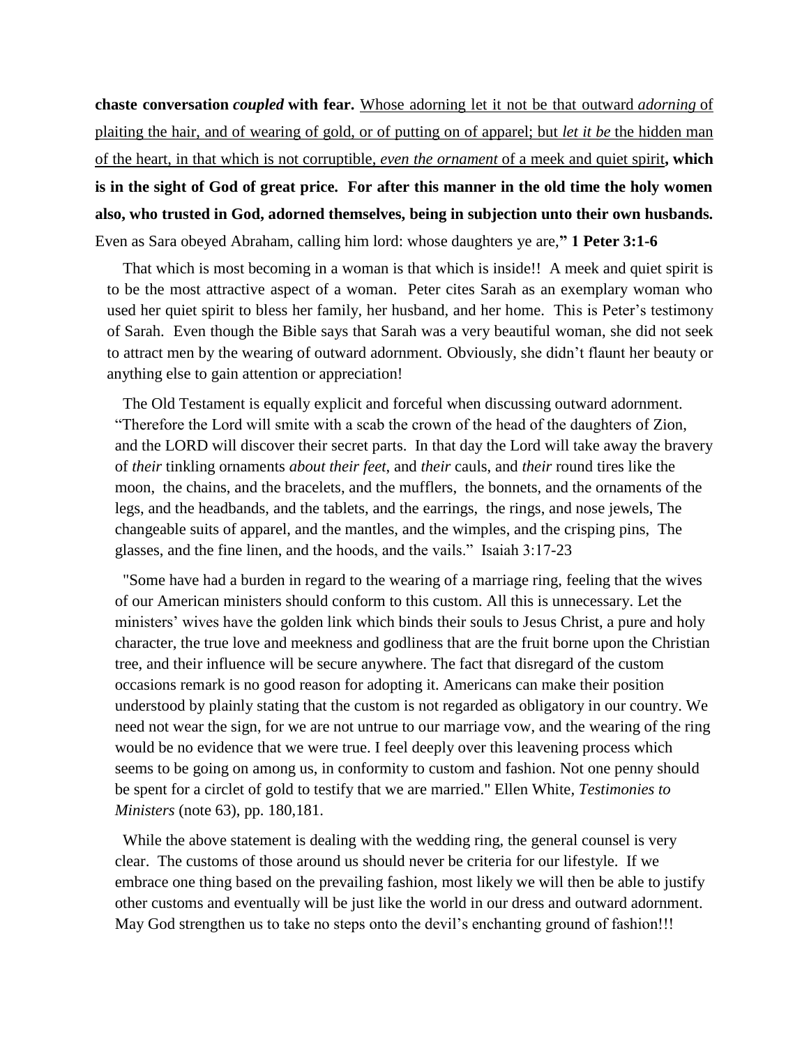**chaste conversation *coupled* with fear.** <u>Whose adorning let it not be that outward *adorning* of plaiting the hair, and of wearing of gold, or of putting on of apparel; but *let it be* the hidden man of the heart, in that which is not corruptible, *even the ornament* of a meek and quiet spirit</u>**, which is in the sight of God of great price. For after this manner in the old time the holy women also, who trusted in God, adorned themselves, being in subjection unto their own husbands.** Even as Sara obeyed Abraham, calling him lord: whose daughters ye are,**" 1 Peter 3:1-6**

That which is most becoming in a woman is that which is inside!! A meek and quiet spirit is to be the most attractive aspect of a woman. Peter cites Sarah as an exemplary woman who used her quiet spirit to bless her family, her husband, and her home. This is Peter's testimony of Sarah. Even though the Bible says that Sarah was a very beautiful woman, she did not seek to attract men by the wearing of outward adornment. Obviously, she didn't flaunt her beauty or anything else to gain attention or appreciation!

The Old Testament is equally explicit and forceful when discussing outward adornment. "Therefore the Lord will smite with a scab the crown of the head of the daughters of Zion, and the LORD will discover their secret parts. In that day the Lord will take away the bravery of *their* tinkling ornaments *about their feet*, and *their* cauls, and *their* round tires like the moon, the chains, and the bracelets, and the mufflers, the bonnets, and the ornaments of the legs, and the headbands, and the tablets, and the earrings, the rings, and nose jewels, The changeable suits of apparel, and the mantles, and the wimples, and the crisping pins, The glasses, and the fine linen, and the hoods, and the vails." Isaiah 3:17-23

"Some have had a burden in regard to the wearing of a marriage ring, feeling that the wives of our American ministers should conform to this custom. All this is unnecessary. Let the ministers' wives have the golden link which binds their souls to Jesus Christ, a pure and holy character, the true love and meekness and godliness that are the fruit borne upon the Christian tree, and their influence will be secure anywhere. The fact that disregard of the custom occasions remark is no good reason for adopting it. Americans can make their position understood by plainly stating that the custom is not regarded as obligatory in our country. We need not wear the sign, for we are not untrue to our marriage vow, and the wearing of the ring would be no evidence that we were true. I feel deeply over this leavening process which seems to be going on among us, in conformity to custom and fashion. Not one penny should be spent for a circlet of gold to testify that we are married." Ellen White, *Testimonies to Ministers* (note 63), pp. 180,181.

While the above statement is dealing with the wedding ring, the general counsel is very clear. The customs of those around us should never be criteria for our lifestyle. If we embrace one thing based on the prevailing fashion, most likely we will then be able to justify other customs and eventually will be just like the world in our dress and outward adornment. May God strengthen us to take no steps onto the devil's enchanting ground of fashion!!!